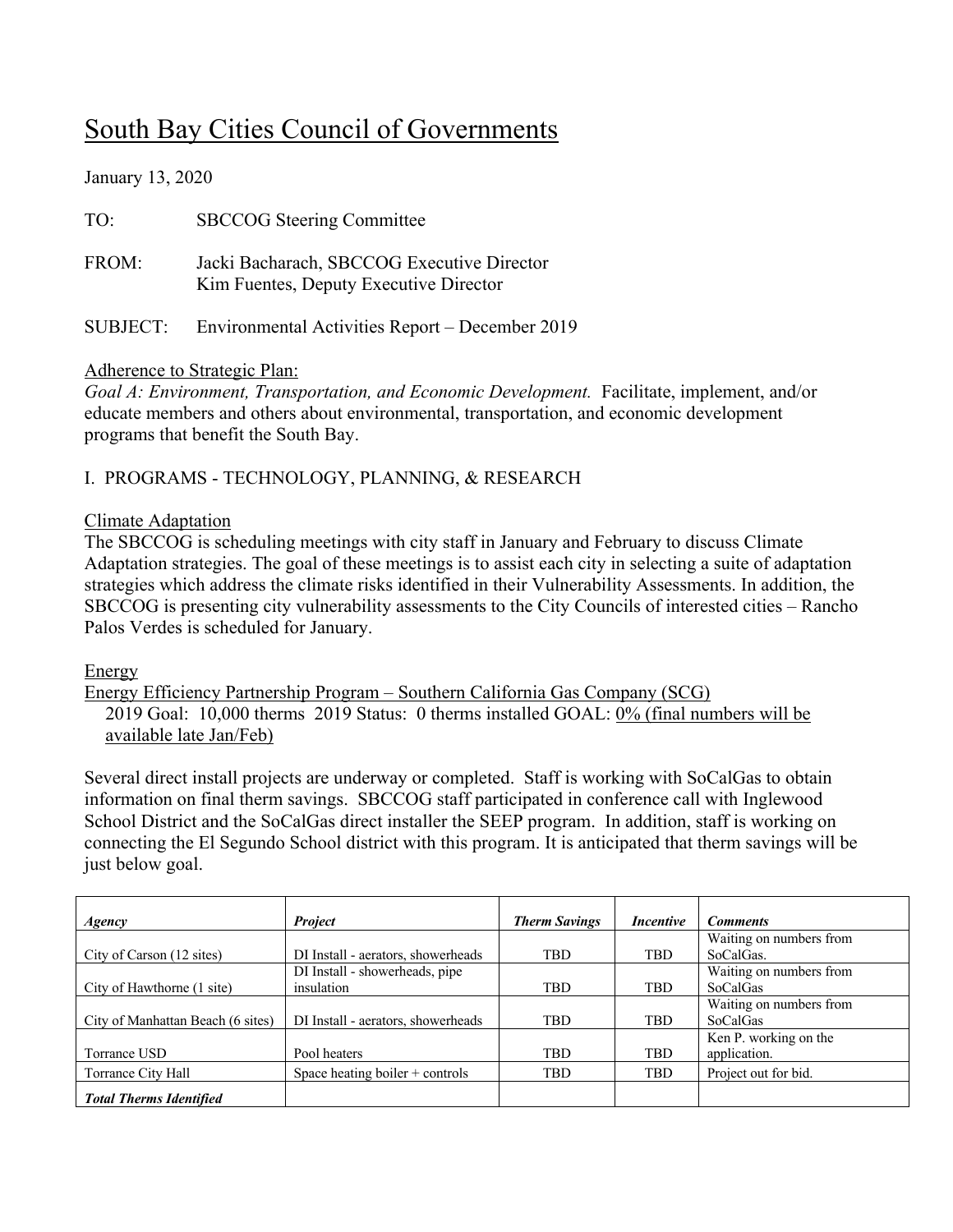# South Bay Cities Council of Governments

January 13, 2020

TO: SBCCOG Steering Committee

FROM: Jacki Bacharach, SBCCOG Executive Director
Kim Fuentes, Deputy Executive Director

SUBJECT: Environmental Activities Report – December 2019

Adherence to Strategic Plan:

*Goal A: Environment, Transportation, and Economic Development.* Facilitate, implement, and/or educate members and others about environmental, transportation, and economic development programs that benefit the South Bay.

## I. PROGRAMS - TECHNOLOGY, PLANNING, & RESEARCH

### Climate Adaptation

The SBCCOG is scheduling meetings with city staff in January and February to discuss Climate Adaptation strategies. The goal of these meetings is to assist each city in selecting a suite of adaptation strategies which address the climate risks identified in their Vulnerability Assessments. In addition, the SBCCOG is presenting city vulnerability assessments to the City Councils of interested cities – Rancho Palos Verdes is scheduled for January.

### Energy

Energy Efficiency Partnership Program – Southern California Gas Company (SCG)

2019 Goal: 10,000 therms 2019 Status: 0 therms installed GOAL: 0% (final numbers will be available late Jan/Feb)

Several direct install projects are underway or completed. Staff is working with SoCalGas to obtain information on final therm savings. SBCCOG staff participated in conference call with Inglewood School District and the SoCalGas direct installer the SEEP program. In addition, staff is working on connecting the El Segundo School district with this program. It is anticipated that therm savings will be just below goal.

| *Agency* | *Project* | *Therm Savings* | *Incentive* | *Comments* |
|---|---|---|---|---|
| City of Carson (12 sites) | DI Install - aerators, showerheads | TBD | TBD | Waiting on numbers from SoCalGas. |
| City of Hawthorne (1 site) | DI Install - showerheads, pipe insulation | TBD | TBD | Waiting on numbers from SoCalGas |
| City of Manhattan Beach (6 sites) | DI Install - aerators, showerheads | TBD | TBD | Waiting on numbers from SoCalGas |
| Torrance USD | Pool heaters | TBD | TBD | Ken P. working on the application. |
| Torrance City Hall | Space heating boiler + controls | TBD | TBD | Project out for bid. |
| ***Total Therms Identified*** | | | | |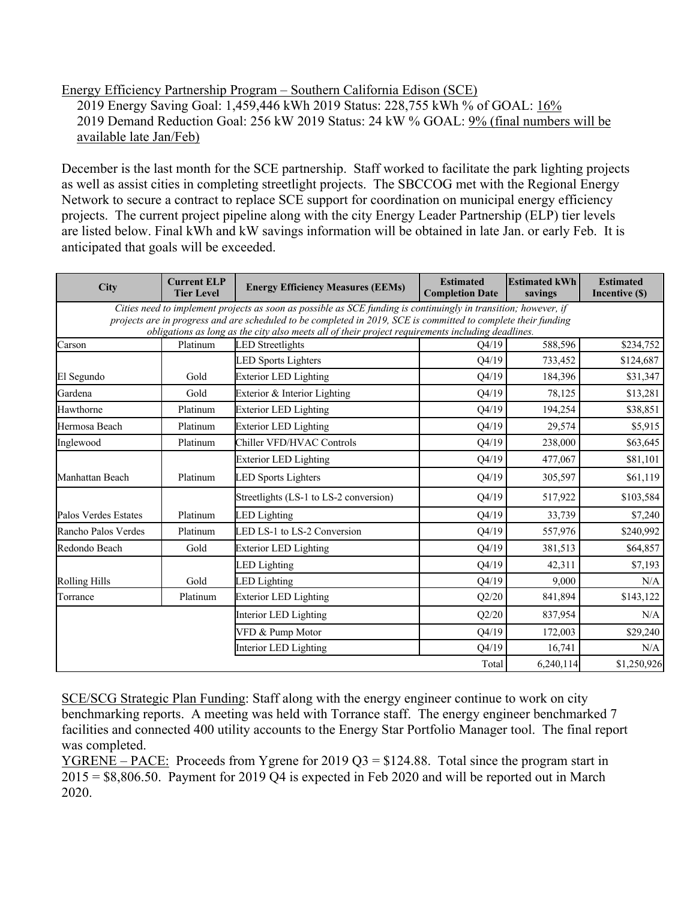Energy Efficiency Partnership Program – Southern California Edison (SCE)

2019 Energy Saving Goal: 1,459,446 kWh 2019 Status: 228,755 kWh % of GOAL: 16%
2019 Demand Reduction Goal: 256 kW 2019 Status: 24 kW % GOAL: 9% (final numbers will be available late Jan/Feb)

December is the last month for the SCE partnership. Staff worked to facilitate the park lighting projects as well as assist cities in completing streetlight projects. The SBCCOG met with the Regional Energy Network to secure a contract to replace SCE support for coordination on municipal energy efficiency projects. The current project pipeline along with the city Energy Leader Partnership (ELP) tier levels are listed below. Final kWh and kW savings information will be obtained in late Jan. or early Feb. It is anticipated that goals will be exceeded.

| City | Current ELP Tier Level | Energy Efficiency Measures (EEMs) | Estimated Completion Date | Estimated kWh savings | Estimated Incentive ($) |
|---|---|---|---|---|---|
| *Cities need to implement projects as soon as possible as SCE funding is continuingly in transition; however, if projects are in progress and are scheduled to be completed in 2019, SCE is committed to complete their funding obligations as long as the city also meets all of their project requirements including deadlines.* | | | | | |
| Carson | Platinum | LED Streetlights | Q4/19 | 588,596 | $234,752 |
| El Segundo | Gold | LED Sports Lighters | Q4/19 | 733,452 | $124,687 |
| | | Exterior LED Lighting | Q4/19 | 184,396 | $31,347 |
| Gardena | Gold | Exterior & Interior Lighting | Q4/19 | 78,125 | $13,281 |
| Hawthorne | Platinum | Exterior LED Lighting | Q4/19 | 194,254 | $38,851 |
| Hermosa Beach | Platinum | Exterior LED Lighting | Q4/19 | 29,574 | $5,915 |
| Inglewood | Platinum | Chiller VFD/HVAC Controls | Q4/19 | 238,000 | $63,645 |
| Manhattan Beach | Platinum | Exterior LED Lighting | Q4/19 | 477,067 | $81,101 |
| | | LED Sports Lighters | Q4/19 | 305,597 | $61,119 |
| Palos Verdes Estates | Platinum | Streetlights (LS-1 to LS-2 conversion) | Q4/19 | 517,922 | $103,584 |
| | | LED Lighting | Q4/19 | 33,739 | $7,240 |
| Rancho Palos Verdes | Platinum | LED LS-1 to LS-2 Conversion | Q4/19 | 557,976 | $240,992 |
| Redondo Beach | Gold | Exterior LED Lighting | Q4/19 | 381,513 | $64,857 |
| Rolling Hills | Gold | LED Lighting | Q4/19 | 42,311 | $7,193 |
| | | LED Lighting | Q4/19 | 9,000 | N/A |
| Torrance | Platinum | Exterior LED Lighting | Q2/20 | 841,894 | $143,122 |
| | | Interior LED Lighting | Q2/20 | 837,954 | N/A |
| | | VFD & Pump Motor | Q4/19 | 172,003 | $29,240 |
| | | Interior LED Lighting | Q4/19 | 16,741 | N/A |
| | | | Total | 6,240,114 | $1,250,926 |

SCE/SCG Strategic Plan Funding: Staff along with the energy engineer continue to work on city benchmarking reports. A meeting was held with Torrance staff. The energy engineer benchmarked 7 facilities and connected 400 utility accounts to the Energy Star Portfolio Manager tool. The final report was completed.

YGRENE – PACE: Proceeds from Ygrene for 2019 Q3 = $124.88. Total since the program start in 2015 = $8,806.50. Payment for 2019 Q4 is expected in Feb 2020 and will be reported out in March 2020.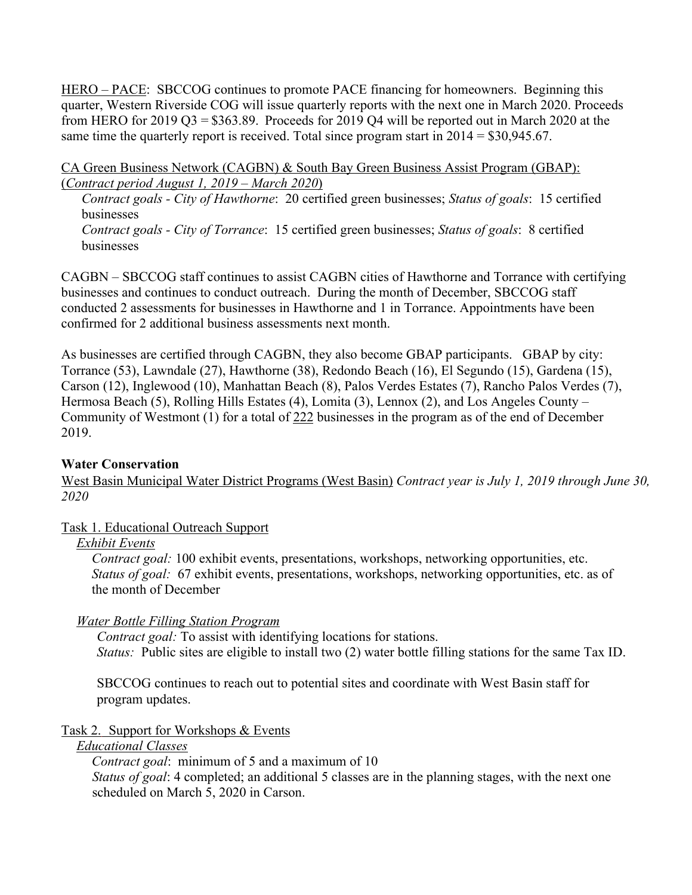HERO – PACE: SBCCOG continues to promote PACE financing for homeowners. Beginning this quarter, Western Riverside COG will issue quarterly reports with the next one in March 2020. Proceeds from HERO for 2019 Q3 = $363.89. Proceeds for 2019 Q4 will be reported out in March 2020 at the same time the quarterly report is received. Total since program start in 2014 = $30,945.67.

CA Green Business Network (CAGBN) & South Bay Green Business Assist Program (GBAP): (*Contract period August 1, 2019 – March 2020*)

*Contract goals - City of Hawthorne*: 20 certified green businesses; *Status of goals*: 15 certified businesses

*Contract goals - City of Torrance*: 15 certified green businesses; *Status of goals*: 8 certified businesses

CAGBN – SBCCOG staff continues to assist CAGBN cities of Hawthorne and Torrance with certifying businesses and continues to conduct outreach. During the month of December, SBCCOG staff conducted 2 assessments for businesses in Hawthorne and 1 in Torrance. Appointments have been confirmed for 2 additional business assessments next month.

As businesses are certified through CAGBN, they also become GBAP participants. GBAP by city: Torrance (53), Lawndale (27), Hawthorne (38), Redondo Beach (16), El Segundo (15), Gardena (15), Carson (12), Inglewood (10), Manhattan Beach (8), Palos Verdes Estates (7), Rancho Palos Verdes (7), Hermosa Beach (5), Rolling Hills Estates (4), Lomita (3), Lennox (2), and Los Angeles County – Community of Westmont (1) for a total of 222 businesses in the program as of the end of December 2019.

**Water Conservation**

West Basin Municipal Water District Programs (West Basin) *Contract year is July 1, 2019 through June 30, 2020*

Task 1. Educational Outreach Support

*Exhibit Events*

*Contract goal:* 100 exhibit events, presentations, workshops, networking opportunities, etc.
*Status of goal:* 67 exhibit events, presentations, workshops, networking opportunities, etc. as of the month of December

*Water Bottle Filling Station Program*

*Contract goal:* To assist with identifying locations for stations.
*Status:* Public sites are eligible to install two (2) water bottle filling stations for the same Tax ID.

SBCCOG continues to reach out to potential sites and coordinate with West Basin staff for program updates.

Task 2. Support for Workshops & Events

*Educational Classes*

*Contract goal*: minimum of 5 and a maximum of 10
*Status of goal*: 4 completed; an additional 5 classes are in the planning stages, with the next one scheduled on March 5, 2020 in Carson.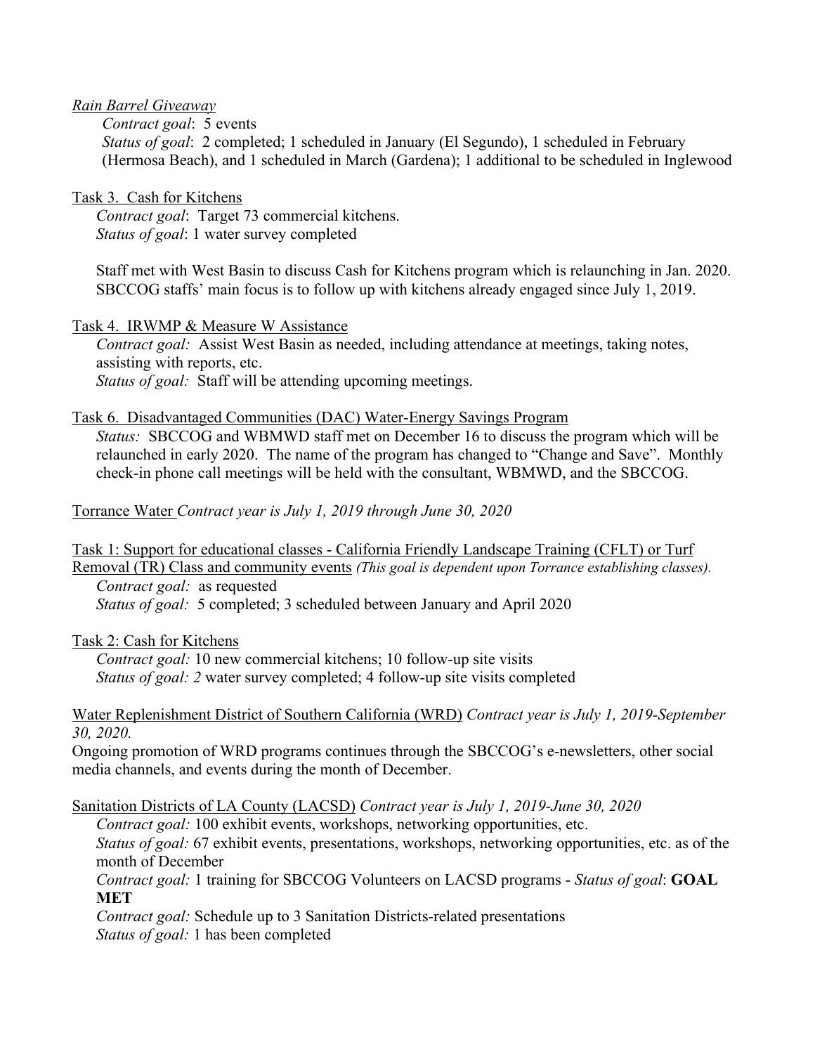<u>*Rain Barrel Giveaway*</u>

*Contract goal*: 5 events
*Status of goal*: 2 completed; 1 scheduled in January (El Segundo), 1 scheduled in February (Hermosa Beach), and 1 scheduled in March (Gardena); 1 additional to be scheduled in Inglewood

<u>Task 3. Cash for Kitchens</u>

*Contract goal*: Target 73 commercial kitchens.
*Status of goal*: 1 water survey completed

Staff met with West Basin to discuss Cash for Kitchens program which is relaunching in Jan. 2020. SBCCOG staffs' main focus is to follow up with kitchens already engaged since July 1, 2019.

<u>Task 4. IRWMP & Measure W Assistance</u>

*Contract goal:* Assist West Basin as needed, including attendance at meetings, taking notes, assisting with reports, etc.
*Status of goal:* Staff will be attending upcoming meetings.

<u>Task 6. Disadvantaged Communities (DAC) Water-Energy Savings Program</u>

*Status:* SBCCOG and WBMWD staff met on December 16 to discuss the program which will be relaunched in early 2020. The name of the program has changed to "Change and Save". Monthly check-in phone call meetings will be held with the consultant, WBMWD, and the SBCCOG.

<u>Torrance Water</u> *Contract year is July 1, 2019 through June 30, 2020*

<u>Task 1: Support for educational classes - California Friendly Landscape Training (CFLT) or Turf Removal (TR) Class and community events</u> *(This goal is dependent upon Torrance establishing classes).*

*Contract goal:* as requested
*Status of goal:* 5 completed; 3 scheduled between January and April 2020

<u>Task 2: Cash for Kitchens</u>

*Contract goal:* 10 new commercial kitchens; 10 follow-up site visits
*Status of goal: 2* water survey completed; 4 follow-up site visits completed

<u>Water Replenishment District of Southern California (WRD)</u> *Contract year is July 1, 2019-September 30, 2020.*

Ongoing promotion of WRD programs continues through the SBCCOG's e-newsletters, other social media channels, and events during the month of December.

<u>Sanitation Districts of LA County (LACSD)</u> *Contract year is July 1, 2019-June 30, 2020*

*Contract goal:* 100 exhibit events, workshops, networking opportunities, etc.
*Status of goal:* 67 exhibit events, presentations, workshops, networking opportunities, etc. as of the month of December
*Contract goal:* 1 training for SBCCOG Volunteers on LACSD programs - *Status of goal*: **GOAL MET**
*Contract goal:* Schedule up to 3 Sanitation Districts-related presentations
*Status of goal:* 1 has been completed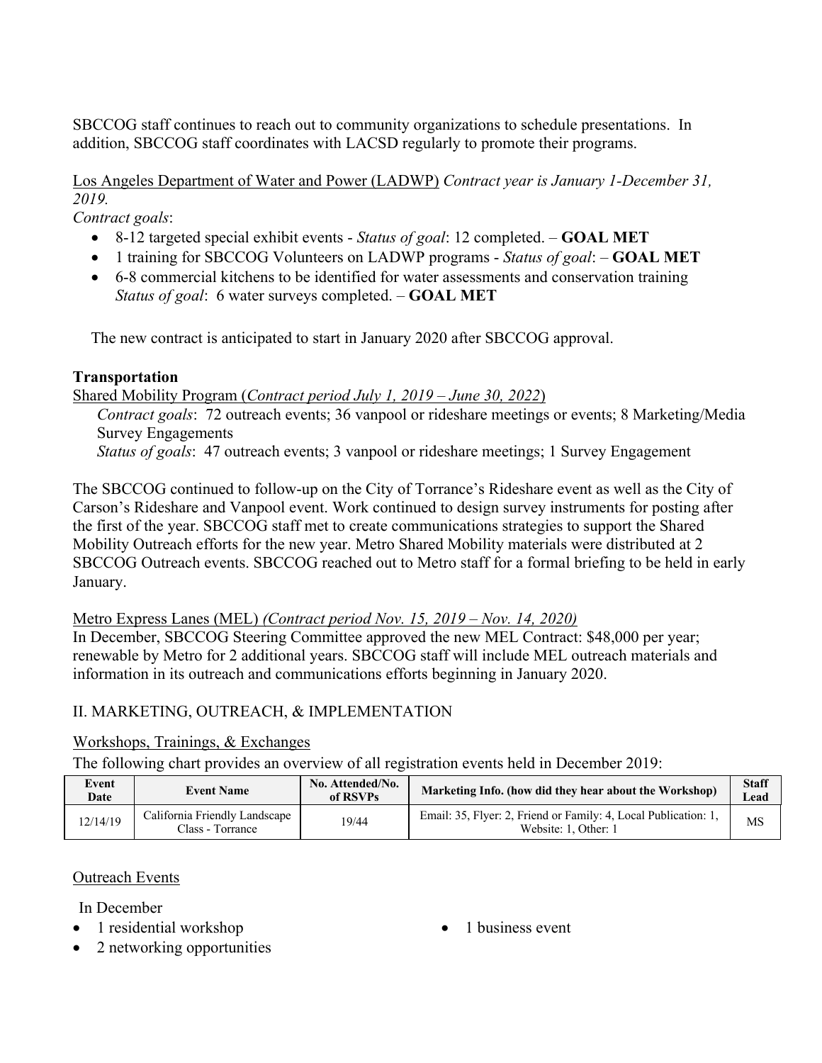SBCCOG staff continues to reach out to community organizations to schedule presentations. In addition, SBCCOG staff coordinates with LACSD regularly to promote their programs.

Los Angeles Department of Water and Power (LADWP) *Contract year is January 1-December 31, 2019.*

*Contract goals*:

- 8-12 targeted special exhibit events - *Status of goal*: 12 completed. – **GOAL MET**
- 1 training for SBCCOG Volunteers on LADWP programs - *Status of goal*: – **GOAL MET**
- 6-8 commercial kitchens to be identified for water assessments and conservation training *Status of goal*: 6 water surveys completed. – **GOAL MET**

The new contract is anticipated to start in January 2020 after SBCCOG approval.

**Transportation**

Shared Mobility Program (*Contract period July 1, 2019 – June 30, 2022*)

*Contract goals*: 72 outreach events; 36 vanpool or rideshare meetings or events; 8 Marketing/Media Survey Engagements

*Status of goals*: 47 outreach events; 3 vanpool or rideshare meetings; 1 Survey Engagement

The SBCCOG continued to follow-up on the City of Torrance's Rideshare event as well as the City of Carson's Rideshare and Vanpool event. Work continued to design survey instruments for posting after the first of the year. SBCCOG staff met to create communications strategies to support the Shared Mobility Outreach efforts for the new year. Metro Shared Mobility materials were distributed at 2 SBCCOG Outreach events. SBCCOG reached out to Metro staff for a formal briefing to be held in early January.

Metro Express Lanes (MEL) *(Contract period Nov. 15, 2019 – Nov. 14, 2020)*

In December, SBCCOG Steering Committee approved the new MEL Contract: $48,000 per year; renewable by Metro for 2 additional years. SBCCOG staff will include MEL outreach materials and information in its outreach and communications efforts beginning in January 2020.

II. MARKETING, OUTREACH, & IMPLEMENTATION

Workshops, Trainings, & Exchanges

The following chart provides an overview of all registration events held in December 2019:

| Event Date | Event Name | No. Attended/No. of RSVPs | Marketing Info. (how did they hear about the Workshop) | Staff Lead |
|---|---|---|---|---|
| 12/14/19 | California Friendly Landscape Class - Torrance | 19/44 | Email: 35, Flyer: 2, Friend or Family: 4, Local Publication: 1, Website: 1, Other: 1 | MS |

Outreach Events

In December

- 1 residential workshop
- 2 networking opportunities
- 1 business event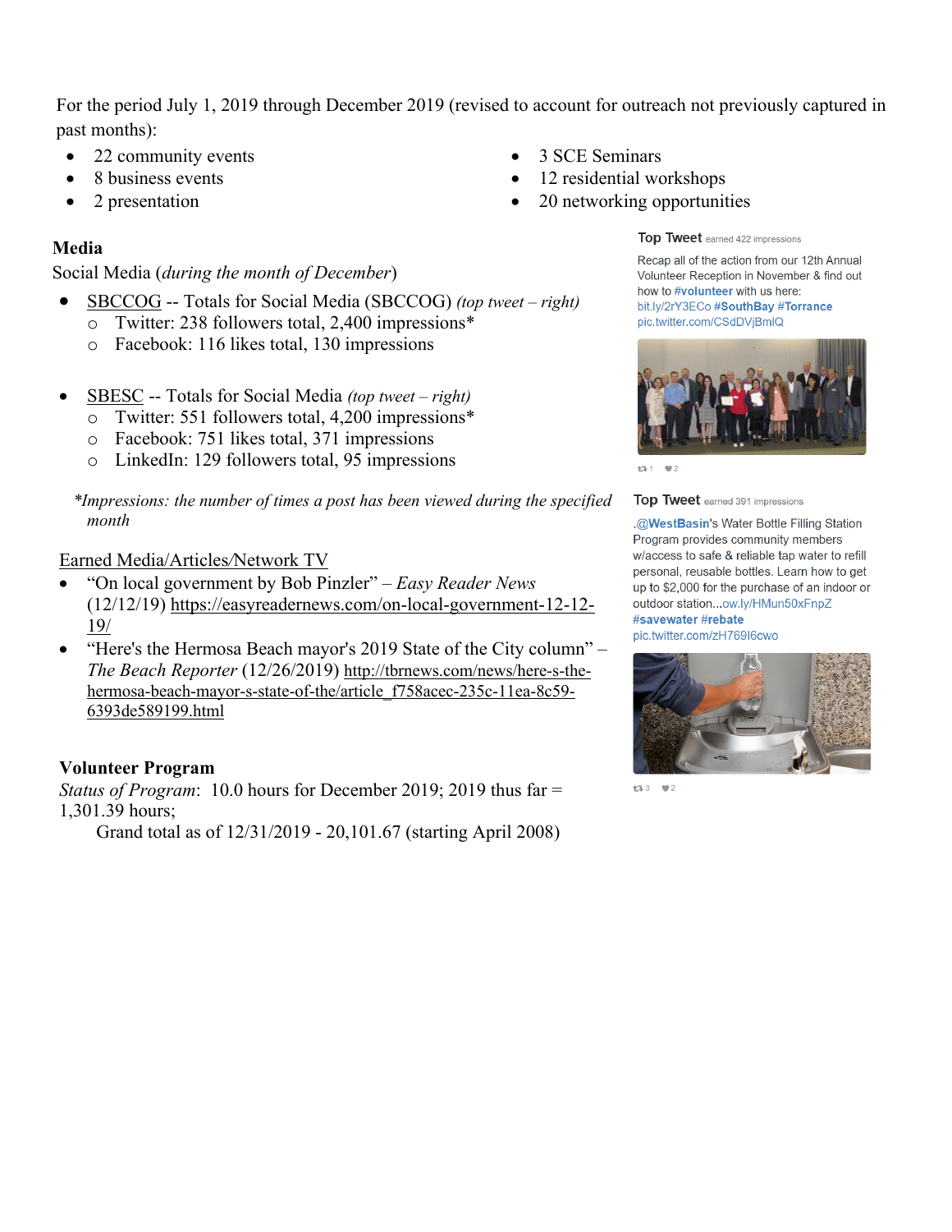For the period July 1, 2019 through December 2019 (revised to account for outreach not previously captured in past months):

- 22 community events
- 8 business events
- 2 presentation
- 3 SCE Seminars
- 12 residential workshops
- 20 networking opportunities

**Media**

Social Media (*during the month of December*)

- SBCCOG -- Totals for Social Media (SBCCOG) *(top tweet – right)*
  - Twitter: 238 followers total, 2,400 impressions*
  - Facebook: 116 likes total, 130 impressions
- SBESC -- Totals for Social Media *(top tweet – right)*
  - Twitter: 551 followers total, 4,200 impressions*
  - Facebook: 751 likes total, 371 impressions
  - LinkedIn: 129 followers total, 95 impressions

**Top Tweet** earned 422 impressions

Recap all of the action from our 12th Annual Volunteer Reception in November & find out how to #volunteer with us here: bit.ly/2rY3ECo #SouthBay #Torrance pic.twitter.com/CSdDVjBmlQ

1 2

**Top Tweet** earned 391 impressions

.@WestBasin's Water Bottle Filling Station Program provides community members w/access to safe & reliable tap water to refill personal, reusable bottles. Learn how to get up to $2,000 for the purchase of an indoor or outdoor station...ow.ly/HMun50xFnpZ #savewater #rebate pic.twitter.com/zH769I6cwo

3 2

*\*Impressions: the number of times a post has been viewed during the specified month*

Earned Media/Articles/Network TV

- "On local government by Bob Pinzler" – *Easy Reader News* (12/12/19) https://easyreadernews.com/on-local-government-12-12-19/
- "Here's the Hermosa Beach mayor's 2019 State of the City column" – *The Beach Reporter* (12/26/2019) http://tbrnews.com/news/here-s-the-hermosa-beach-mayor-s-state-of-the/article_f758acec-235c-11ea-8c59-6393de589199.html

**Volunteer Program**

*Status of Program*: 10.0 hours for December 2019; 2019 thus far = 1,301.39 hours;

Grand total as of 12/31/2019 - 20,101.67 (starting April 2008)